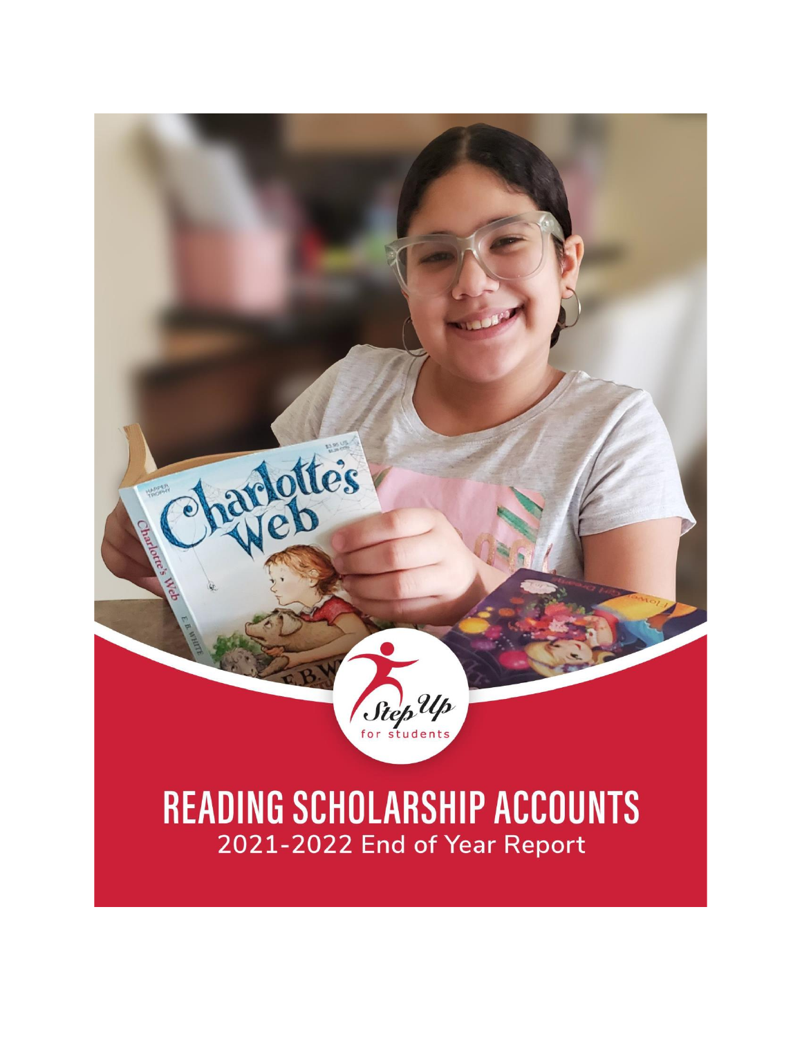# READING SCHOLARSHIP ACCOUNTS

2021-2022 End of Year Report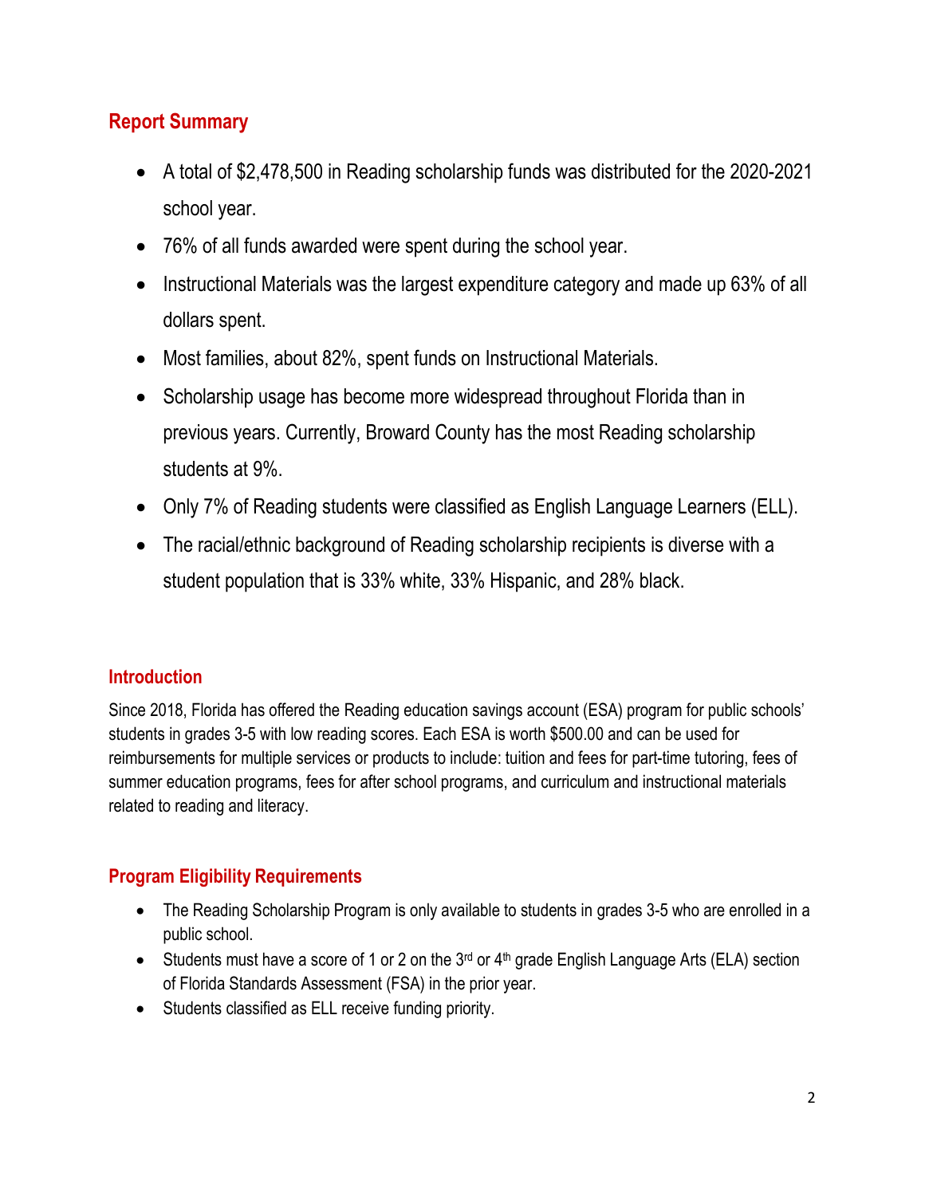## Report Summary

- A total of $2,478,500 in Reading scholarship funds was distributed for the 2020-2021 school year.
- 76% of all funds awarded were spent during the school year.
- Instructional Materials was the largest expenditure category and made up 63% of all dollars spent.
- Most families, about 82%, spent funds on Instructional Materials.
- Scholarship usage has become more widespread throughout Florida than in previous years. Currently, Broward County has the most Reading scholarship students at 9%.
- Only 7% of Reading students were classified as English Language Learners (ELL).
- The racial/ethnic background of Reading scholarship recipients is diverse with a student population that is 33% white, 33% Hispanic, and 28% black.

## Introduction

Since 2018, Florida has offered the Reading education savings account (ESA) program for public schools' students in grades 3-5 with low reading scores. Each ESA is worth $500.00 and can be used for reimbursements for multiple services or products to include: tuition and fees for part-time tutoring, fees of summer education programs, fees for after school programs, and curriculum and instructional materials related to reading and literacy.

## Program Eligibility Requirements

- The Reading Scholarship Program is only available to students in grades 3-5 who are enrolled in a public school.
- Students must have a score of 1 or 2 on the 3rd or 4th grade English Language Arts (ELA) section of Florida Standards Assessment (FSA) in the prior year.
- Students classified as ELL receive funding priority.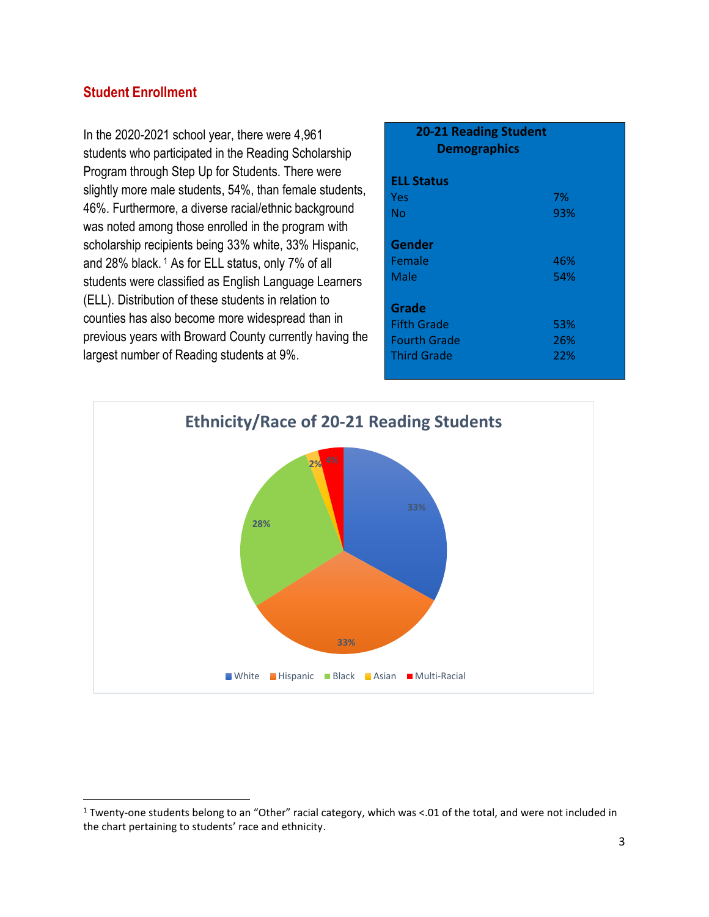## Student Enrollment

In the 2020-2021 school year, there were 4,961 students who participated in the Reading Scholarship Program through Step Up for Students. There were slightly more male students, 54%, than female students, 46%. Furthermore, a diverse racial/ethnic background was noted among those enrolled in the program with scholarship recipients being 33% white, 33% Hispanic, and 28% black.[1] As for ELL status, only 7% of all students were classified as English Language Learners (ELL). Distribution of these students in relation to counties has also become more widespread than in previous years with Broward County currently having the largest number of Reading students at 9%.

| 20-21 Reading Student Demographics | |
|---|---|
| **ELL Status** | |
| Yes | 7% |
| No | 93% |
| **Gender** | |
| Female | 46% |
| Male | 54% |
| **Grade** | |
| Fifth Grade | 53% |
| Fourth Grade | 26% |
| Third Grade | 22% |

**Ethnicity/Race of 20-21 Reading Students**

| Ethnicity/Race | Percent |
|---|---|
| White | 33% |
| Hispanic | 33% |
| Black | 28% |
| Asian | 2% |
| Multi-Racial | 4% |

[1] Twenty-one students belong to an "Other" racial category, which was <.01 of the total, and were not included in the chart pertaining to students' race and ethnicity.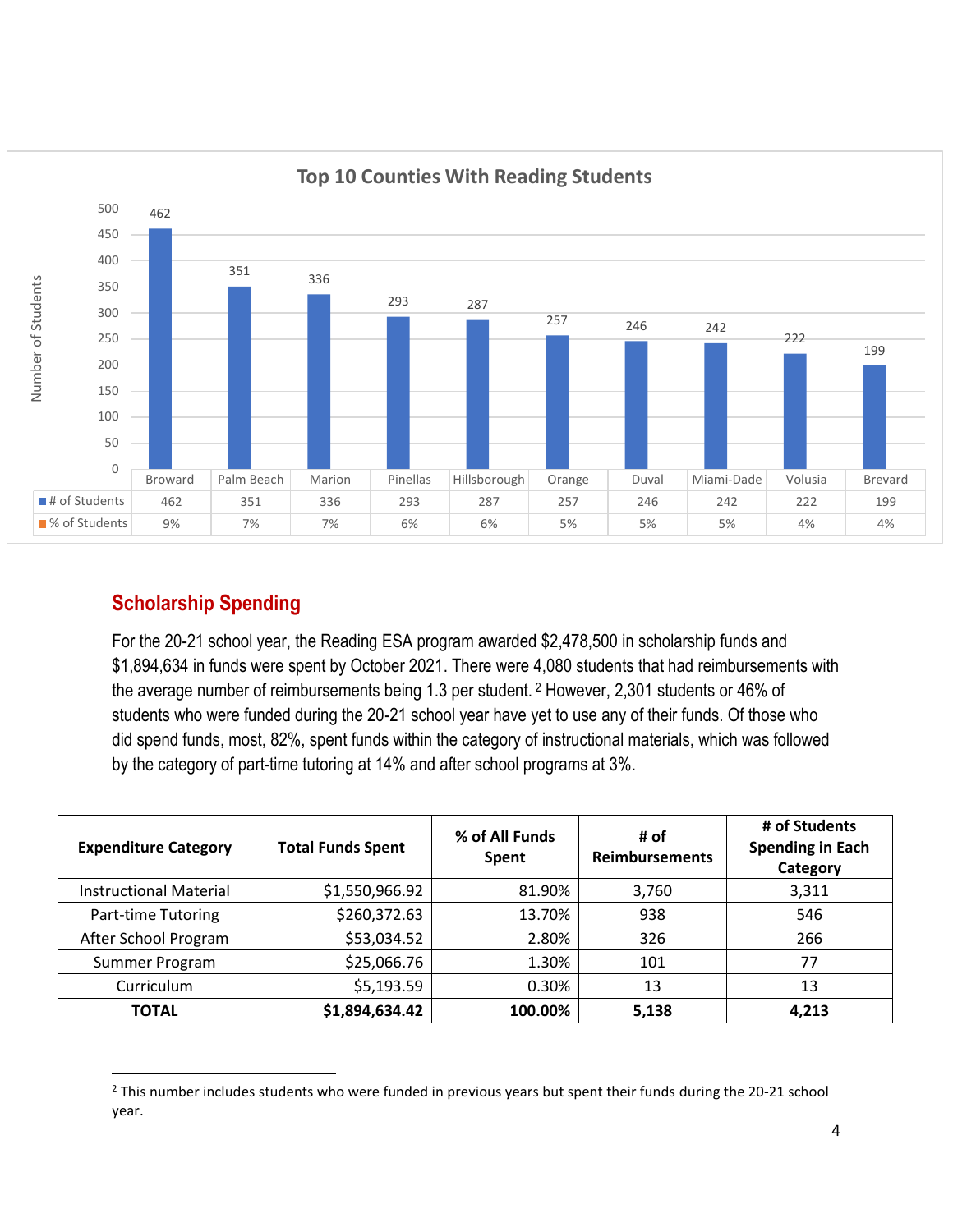Top 10 Counties With Reading Students

Number of Students

500
450
400
350
300
250
200
150
100
50
0

462 351 336 293 287 257 246 242 222 199

Broward Palm Beach Marion Pinellas Hillsborough Orange Duval Miami-Dade Volusia Brevard

# of Students 462 351 336 293 287 257 246 242 222 199

% of Students 9% 7% 7% 6% 6% 5% 5% 5% 4% 4%

## Scholarship Spending

For the 20-21 school year, the Reading ESA program awarded $2,478,500 in scholarship funds and $1,894,634 in funds were spent by October 2021. There were 4,080 students that had reimbursements with the average number of reimbursements being 1.3 per student.[2] However, 2,301 students or 46% of students who were funded during the 20-21 school year have yet to use any of their funds. Of those who did spend funds, most, 82%, spent funds within the category of instructional materials, which was followed by the category of part-time tutoring at 14% and after school programs at 3%.

| Expenditure Category | Total Funds Spent | % of All Funds Spent | # of Reimbursements | # of Students Spending in Each Category |
|---|---|---|---|---|
| Instructional Material | $1,550,966.92 | 81.90% | 3,760 | 3,311 |
| Part-time Tutoring | $260,372.63 | 13.70% | 938 | 546 |
| After School Program | $53,034.52 | 2.80% | 326 | 266 |
| Summer Program | $25,066.76 | 1.30% | 101 | 77 |
| Curriculum | $5,193.59 | 0.30% | 13 | 13 |
| **TOTAL** | **$1,894,634.42** | **100.00%** | **5,138** | **4,213** |

[2] This number includes students who were funded in previous years but spent their funds during the 20-21 school year.